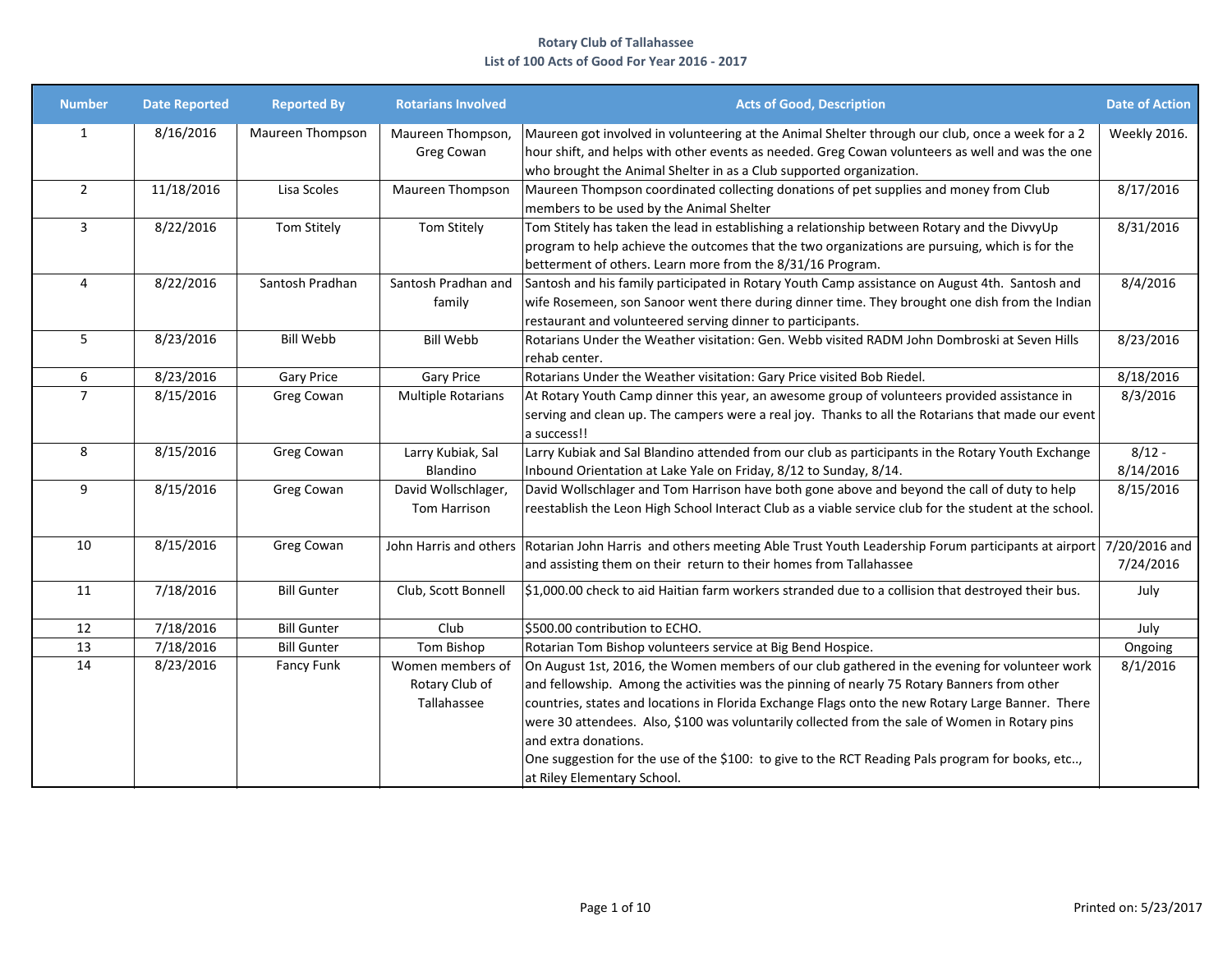# Rotary Club of Tallahassee

## List of 100 Acts of Good For Year 2016 - 2017

| Number | Date Reported | Reported By | Rotarians Involved | Acts of Good, Description | Date of Action |
|---|---|---|---|---|---|
| 1 | 8/16/2016 | Maureen Thompson | Maureen Thompson, Greg Cowan | Maureen got involved in volunteering at the Animal Shelter through our club, once a week for a 2 hour shift, and helps with other events as needed. Greg Cowan volunteers as well and was the one who brought the Animal Shelter in as a Club supported organization. | Weekly 2016. |
| 2 | 11/18/2016 | Lisa Scoles | Maureen Thompson | Maureen Thompson coordinated collecting donations of pet supplies and money from Club members to be used by the Animal Shelter | 8/17/2016 |
| 3 | 8/22/2016 | Tom Stitely | Tom Stitely | Tom Stitely has taken the lead in establishing a relationship between Rotary and the DivvyUp program to help achieve the outcomes that the two organizations are pursuing, which is for the betterment of others. Learn more from the 8/31/16 Program. | 8/31/2016 |
| 4 | 8/22/2016 | Santosh Pradhan | Santosh Pradhan and family | Santosh and his family participated in Rotary Youth Camp assistance on August 4th. Santosh and wife Rosemeen, son Sanoor went there during dinner time. They brought one dish from the Indian restaurant and volunteered serving dinner to participants. | 8/4/2016 |
| 5 | 8/23/2016 | Bill Webb | Bill Webb | Rotarians Under the Weather visitation: Gen. Webb visited RADM John Dombroski at Seven Hills rehab center. | 8/23/2016 |
| 6 | 8/23/2016 | Gary Price | Gary Price | Rotarians Under the Weather visitation: Gary Price visited Bob Riedel. | 8/18/2016 |
| 7 | 8/15/2016 | Greg Cowan | Multiple Rotarians | At Rotary Youth Camp dinner this year, an awesome group of volunteers provided assistance in serving and clean up. The campers were a real joy. Thanks to all the Rotarians that made our event a success!! | 8/3/2016 |
| 8 | 8/15/2016 | Greg Cowan | Larry Kubiak, Sal Blandino | Larry Kubiak and Sal Blandino attended from our club as participants in the Rotary Youth Exchange Inbound Orientation at Lake Yale on Friday, 8/12 to Sunday, 8/14. | 8/12 - 8/14/2016 |
| 9 | 8/15/2016 | Greg Cowan | David Wollschlager, Tom Harrison | David Wollschlager and Tom Harrison have both gone above and beyond the call of duty to help reestablish the Leon High School Interact Club as a viable service club for the student at the school. | 8/15/2016 |
| 10 | 8/15/2016 | Greg Cowan | John Harris and others | Rotarian John Harris and others meeting Able Trust Youth Leadership Forum participants at airport and assisting them on their return to their homes from Tallahassee | 7/20/2016 and 7/24/2016 |
| 11 | 7/18/2016 | Bill Gunter | Club, Scott Bonnell | $1,000.00 check to aid Haitian farm workers stranded due to a collision that destroyed their bus. | July |
| 12 | 7/18/2016 | Bill Gunter | Club | $500.00 contribution to ECHO. | July |
| 13 | 7/18/2016 | Bill Gunter | Tom Bishop | Rotarian Tom Bishop volunteers service at Big Bend Hospice. | Ongoing |
| 14 | 8/23/2016 | Fancy Funk | Women members of Rotary Club of Tallahassee | On August 1st, 2016, the Women members of our club gathered in the evening for volunteer work and fellowship. Among the activities was the pinning of nearly 75 Rotary Banners from other countries, states and locations in Florida Exchange Flags onto the new Rotary Large Banner. There were 30 attendees. Also, $100 was voluntarily collected from the sale of Women in Rotary pins and extra donations. One suggestion for the use of the $100: to give to the RCT Reading Pals program for books, etc.., at Riley Elementary School. | 8/1/2016 |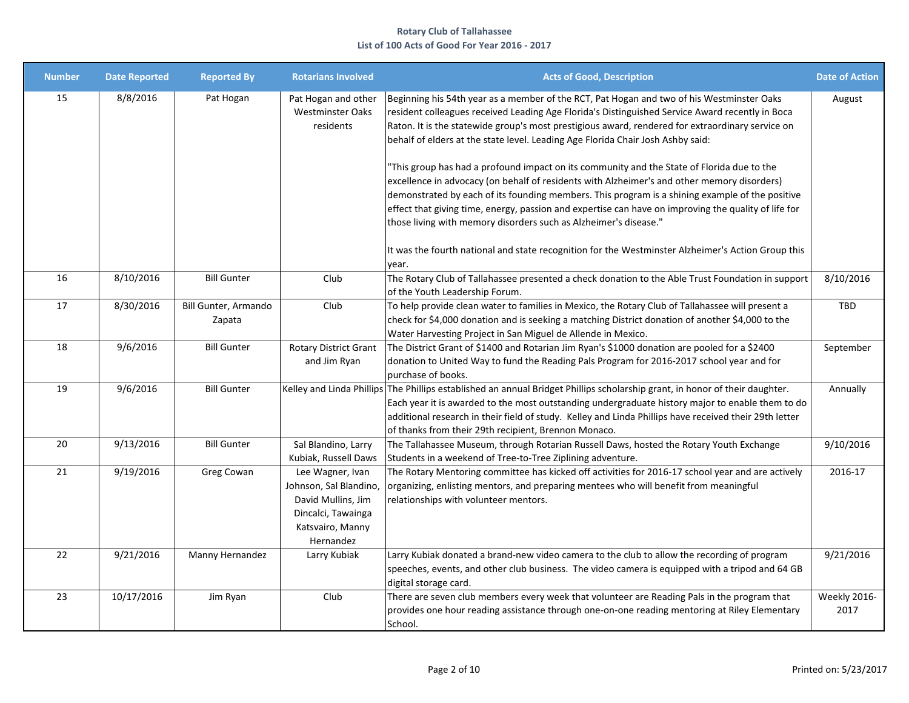# Rotary Club of Tallahassee

## List of 100 Acts of Good For Year 2016 - 2017

| Number | Date Reported | Reported By | Rotarians Involved | Acts of Good, Description | Date of Action |
|---|---|---|---|---|---|
| 15 | 8/8/2016 | Pat Hogan | Pat Hogan and other Westminster Oaks residents | Beginning his 54th year as a member of the RCT, Pat Hogan and two of his Westminster Oaks resident colleagues received Leading Age Florida's Distinguished Service Award recently in Boca Raton. It is the statewide group's most prestigious award, rendered for extraordinary service on behalf of elders at the state level. Leading Age Florida Chair Josh Ashby said:<br><br>"This group has had a profound impact on its community and the State of Florida due to the excellence in advocacy (on behalf of residents with Alzheimer's and other memory disorders) demonstrated by each of its founding members. This program is a shining example of the positive effect that giving time, energy, passion and expertise can have on improving the quality of life for those living with memory disorders such as Alzheimer's disease."<br><br>It was the fourth national and state recognition for the Westminster Alzheimer's Action Group this year. | August |
| 16 | 8/10/2016 | Bill Gunter | Club | The Rotary Club of Tallahassee presented a check donation to the Able Trust Foundation in support of the Youth Leadership Forum. | 8/10/2016 |
| 17 | 8/30/2016 | Bill Gunter, Armando Zapata | Club | To help provide clean water to families in Mexico, the Rotary Club of Tallahassee will present a check for $4,000 donation and is seeking a matching District donation of another $4,000 to the Water Harvesting Project in San Miguel de Allende in Mexico. | TBD |
| 18 | 9/6/2016 | Bill Gunter | Rotary District Grant and Jim Ryan | The District Grant of $1400 and Rotarian Jim Ryan's $1000 donation are pooled for a $2400 donation to United Way to fund the Reading Pals Program for 2016-2017 school year and for purchase of books. | September |
| 19 | 9/6/2016 | Bill Gunter | Kelley and Linda Phillips | The Phillips established an annual Bridget Phillips scholarship grant, in honor of their daughter. Each year it is awarded to the most outstanding undergraduate history major to enable them to do additional research in their field of study. Kelley and Linda Phillips have received their 29th letter of thanks from their 29th recipient, Brennon Monaco. | Annually |
| 20 | 9/13/2016 | Bill Gunter | Sal Blandino, Larry Kubiak, Russell Daws | The Tallahassee Museum, through Rotarian Russell Daws, hosted the Rotary Youth Exchange Students in a weekend of Tree-to-Tree Ziplining adventure. | 9/10/2016 |
| 21 | 9/19/2016 | Greg Cowan | Lee Wagner, Ivan Johnson, Sal Blandino, David Mullins, Jim Dincalci, Tawainga Katsvairo, Manny Hernandez | The Rotary Mentoring committee has kicked off activities for 2016-17 school year and are actively organizing, enlisting mentors, and preparing mentees who will benefit from meaningful relationships with volunteer mentors. | 2016-17 |
| 22 | 9/21/2016 | Manny Hernandez | Larry Kubiak | Larry Kubiak donated a brand-new video camera to the club to allow the recording of program speeches, events, and other club business. The video camera is equipped with a tripod and 64 GB digital storage card. | 9/21/2016 |
| 23 | 10/17/2016 | Jim Ryan | Club | There are seven club members every week that volunteer are Reading Pals in the program that provides one hour reading assistance through one-on-one reading mentoring at Riley Elementary School. | Weekly 2016-2017 |

Printed on: 5/23/2017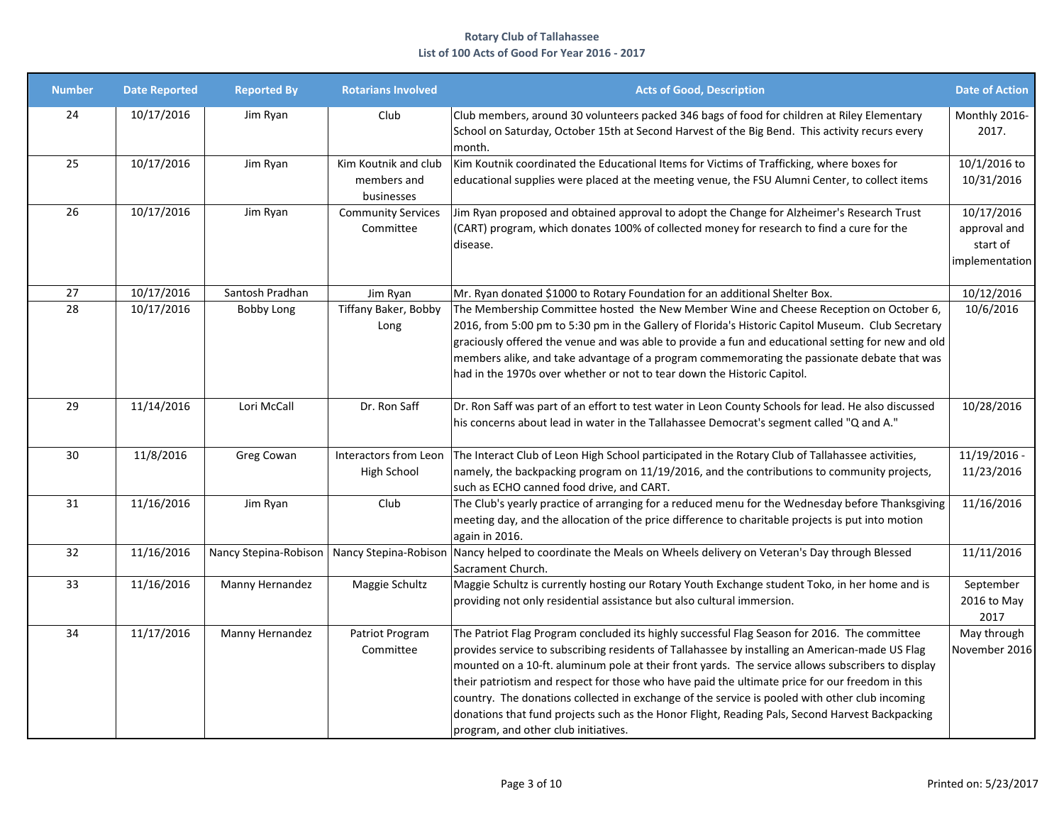**Rotary Club of Tallahassee**
**List of 100 Acts of Good For Year 2016 - 2017**

| Number | Date Reported | Reported By | Rotarians Involved | Acts of Good, Description | Date of Action |
|---|---|---|---|---|---|
| 24 | 10/17/2016 | Jim Ryan | Club | Club members, around 30 volunteers packed 346 bags of food for children at Riley Elementary School on Saturday, October 15th at Second Harvest of the Big Bend. This activity recurs every month. | Monthly 2016-2017. |
| 25 | 10/17/2016 | Jim Ryan | Kim Koutnik and club members and businesses | Kim Koutnik coordinated the Educational Items for Victims of Trafficking, where boxes for educational supplies were placed at the meeting venue, the FSU Alumni Center, to collect items | 10/1/2016 to 10/31/2016 |
| 26 | 10/17/2016 | Jim Ryan | Community Services Committee | Jim Ryan proposed and obtained approval to adopt the Change for Alzheimer's Research Trust (CART) program, which donates 100% of collected money for research to find a cure for the disease. | 10/17/2016 approval and start of implementation |
| 27 | 10/17/2016 | Santosh Pradhan | Jim Ryan | Mr. Ryan donated $1000 to Rotary Foundation for an additional Shelter Box. | 10/12/2016 |
| 28 | 10/17/2016 | Bobby Long | Tiffany Baker, Bobby Long | The Membership Committee hosted the New Member Wine and Cheese Reception on October 6, 2016, from 5:00 pm to 5:30 pm in the Gallery of Florida's Historic Capitol Museum. Club Secretary graciously offered the venue and was able to provide a fun and educational setting for new and old members alike, and take advantage of a program commemorating the passionate debate that was had in the 1970s over whether or not to tear down the Historic Capitol. | 10/6/2016 |
| 29 | 11/14/2016 | Lori McCall | Dr. Ron Saff | Dr. Ron Saff was part of an effort to test water in Leon County Schools for lead. He also discussed his concerns about lead in water in the Tallahassee Democrat's segment called "Q and A." | 10/28/2016 |
| 30 | 11/8/2016 | Greg Cowan | Interactors from Leon High School | The Interact Club of Leon High School participated in the Rotary Club of Tallahassee activities, namely, the backpacking program on 11/19/2016, and the contributions to community projects, such as ECHO canned food drive, and CART. | 11/19/2016 - 11/23/2016 |
| 31 | 11/16/2016 | Jim Ryan | Club | The Club's yearly practice of arranging for a reduced menu for the Wednesday before Thanksgiving meeting day, and the allocation of the price difference to charitable projects is put into motion again in 2016. | 11/16/2016 |
| 32 | 11/16/2016 | Nancy Stepina-Robison | Nancy Stepina-Robison | Nancy helped to coordinate the Meals on Wheels delivery on Veteran's Day through Blessed Sacrament Church. | 11/11/2016 |
| 33 | 11/16/2016 | Manny Hernandez | Maggie Schultz | Maggie Schultz is currently hosting our Rotary Youth Exchange student Toko, in her home and is providing not only residential assistance but also cultural immersion. | September 2016 to May 2017 |
| 34 | 11/17/2016 | Manny Hernandez | Patriot Program Committee | The Patriot Flag Program concluded its highly successful Flag Season for 2016. The committee provides service to subscribing residents of Tallahassee by installing an American-made US Flag mounted on a 10-ft. aluminum pole at their front yards. The service allows subscribers to display their patriotism and respect for those who have paid the ultimate price for our freedom in this country. The donations collected in exchange of the service is pooled with other club incoming donations that fund projects such as the Honor Flight, Reading Pals, Second Harvest Backpacking program, and other club initiatives. | May through November 2016 |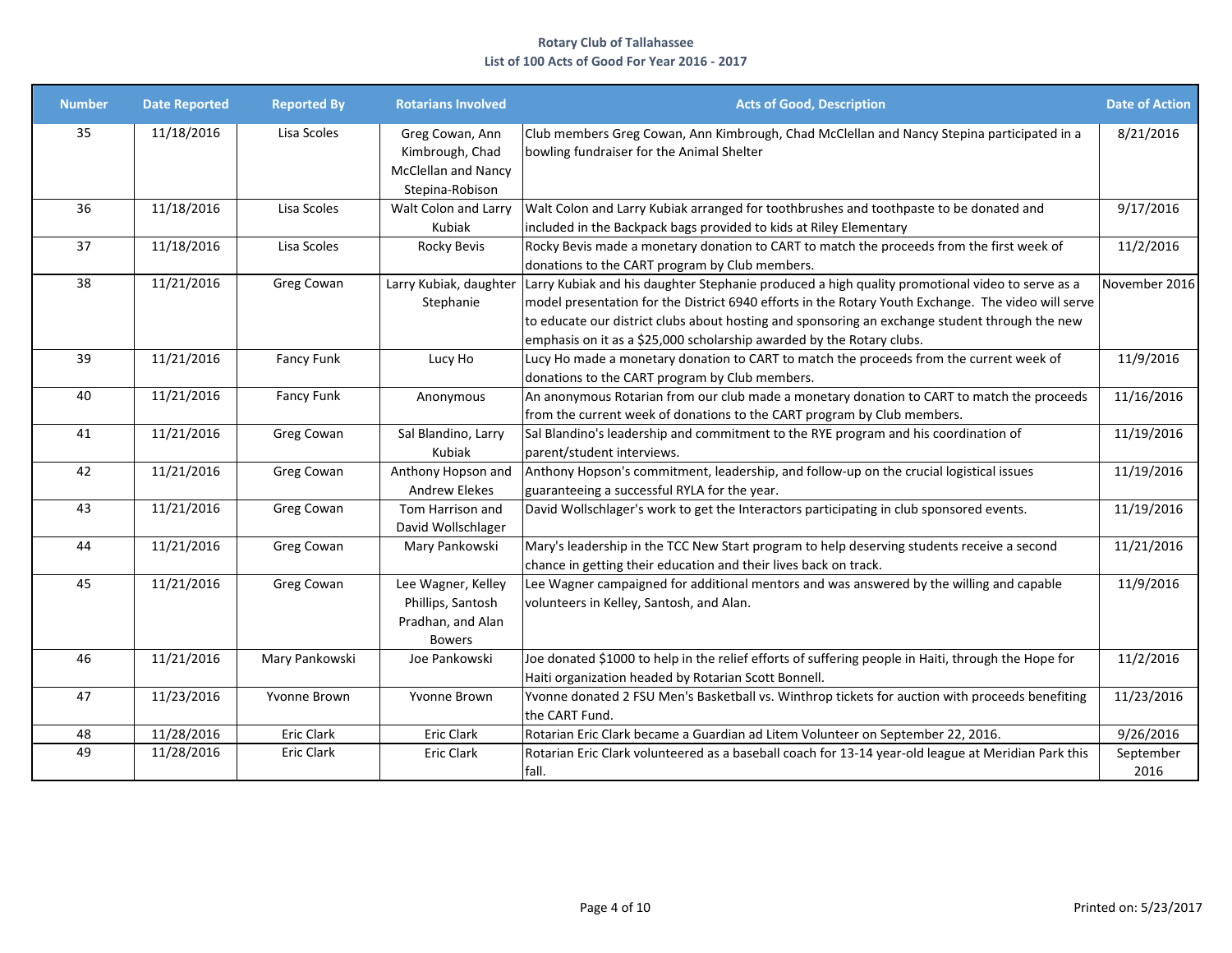**Rotary Club of Tallahassee**

**List of 100 Acts of Good For Year 2016 - 2017**

| Number | Date Reported | Reported By | Rotarians Involved | Acts of Good, Description | Date of Action |
|---|---|---|---|---|---|
| 35 | 11/18/2016 | Lisa Scoles | Greg Cowan, Ann Kimbrough, Chad McClellan and Nancy Stepina-Robison | Club members Greg Cowan, Ann Kimbrough, Chad McClellan and Nancy Stepina participated in a bowling fundraiser for the Animal Shelter | 8/21/2016 |
| 36 | 11/18/2016 | Lisa Scoles | Walt Colon and Larry Kubiak | Walt Colon and Larry Kubiak arranged for toothbrushes and toothpaste to be donated and included in the Backpack bags provided to kids at Riley Elementary | 9/17/2016 |
| 37 | 11/18/2016 | Lisa Scoles | Rocky Bevis | Rocky Bevis made a monetary donation to CART to match the proceeds from the first week of donations to the CART program by Club members. | 11/2/2016 |
| 38 | 11/21/2016 | Greg Cowan | Larry Kubiak, daughter Stephanie | Larry Kubiak and his daughter Stephanie produced a high quality promotional video to serve as a model presentation for the District 6940 efforts in the Rotary Youth Exchange. The video will serve to educate our district clubs about hosting and sponsoring an exchange student through the new emphasis on it as a $25,000 scholarship awarded by the Rotary clubs. | November 2016 |
| 39 | 11/21/2016 | Fancy Funk | Lucy Ho | Lucy Ho made a monetary donation to CART to match the proceeds from the current week of donations to the CART program by Club members. | 11/9/2016 |
| 40 | 11/21/2016 | Fancy Funk | Anonymous | An anonymous Rotarian from our club made a monetary donation to CART to match the proceeds from the current week of donations to the CART program by Club members. | 11/16/2016 |
| 41 | 11/21/2016 | Greg Cowan | Sal Blandino, Larry Kubiak | Sal Blandino's leadership and commitment to the RYE program and his coordination of parent/student interviews. | 11/19/2016 |
| 42 | 11/21/2016 | Greg Cowan | Anthony Hopson and Andrew Elekes | Anthony Hopson's commitment, leadership, and follow-up on the crucial logistical issues guaranteeing a successful RYLA for the year. | 11/19/2016 |
| 43 | 11/21/2016 | Greg Cowan | Tom Harrison and David Wollschlager | David Wollschlager's work to get the Interactors participating in club sponsored events. | 11/19/2016 |
| 44 | 11/21/2016 | Greg Cowan | Mary Pankowski | Mary's leadership in the TCC New Start program to help deserving students receive a second chance in getting their education and their lives back on track. | 11/21/2016 |
| 45 | 11/21/2016 | Greg Cowan | Lee Wagner, Kelley Phillips, Santosh Pradhan, and Alan Bowers | Lee Wagner campaigned for additional mentors and was answered by the willing and capable volunteers in Kelley, Santosh, and Alan. | 11/9/2016 |
| 46 | 11/21/2016 | Mary Pankowski | Joe Pankowski | Joe donated $1000 to help in the relief efforts of suffering people in Haiti, through the Hope for Haiti organization headed by Rotarian Scott Bonnell. | 11/2/2016 |
| 47 | 11/23/2016 | Yvonne Brown | Yvonne Brown | Yvonne donated 2 FSU Men's Basketball vs. Winthrop tickets for auction with proceeds benefiting the CART Fund. | 11/23/2016 |
| 48 | 11/28/2016 | Eric Clark | Eric Clark | Rotarian Eric Clark became a Guardian ad Litem Volunteer on September 22, 2016. | 9/26/2016 |
| 49 | 11/28/2016 | Eric Clark | Eric Clark | Rotarian Eric Clark volunteered as a baseball coach for 13-14 year-old league at Meridian Park this fall. | September 2016 |

Printed on: 5/23/2017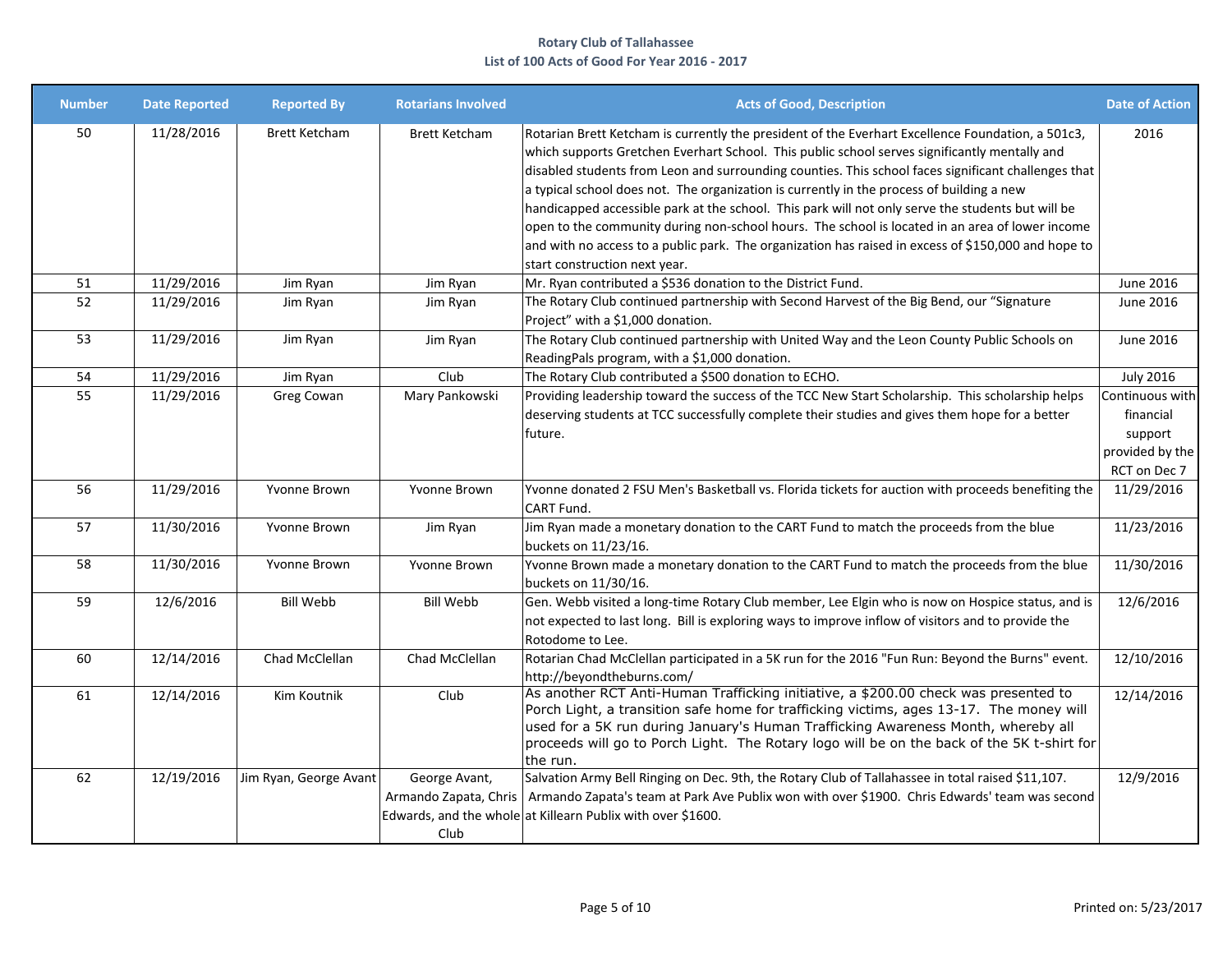**Rotary Club of Tallahassee**
**List of 100 Acts of Good For Year 2016 - 2017**

| Number | Date Reported | Reported By | Rotarians Involved | Acts of Good, Description | Date of Action |
|---|---|---|---|---|---|
| 50 | 11/28/2016 | Brett Ketcham | Brett Ketcham | Rotarian Brett Ketcham is currently the president of the Everhart Excellence Foundation, a 501c3, which supports Gretchen Everhart School. This public school serves significantly mentally and disabled students from Leon and surrounding counties. This school faces significant challenges that a typical school does not. The organization is currently in the process of building a new handicapped accessible park at the school. This park will not only serve the students but will be open to the community during non-school hours. The school is located in an area of lower income and with no access to a public park. The organization has raised in excess of $150,000 and hope to start construction next year. | 2016 |
| 51 | 11/29/2016 | Jim Ryan | Jim Ryan | Mr. Ryan contributed a $536 donation to the District Fund. | June 2016 |
| 52 | 11/29/2016 | Jim Ryan | Jim Ryan | The Rotary Club continued partnership with Second Harvest of the Big Bend, our "Signature Project" with a $1,000 donation. | June 2016 |
| 53 | 11/29/2016 | Jim Ryan | Jim Ryan | The Rotary Club continued partnership with United Way and the Leon County Public Schools on ReadingPals program, with a $1,000 donation. | June 2016 |
| 54 | 11/29/2016 | Jim Ryan | Club | The Rotary Club contributed a $500 donation to ECHO. | July 2016 |
| 55 | 11/29/2016 | Greg Cowan | Mary Pankowski | Providing leadership toward the success of the TCC New Start Scholarship. This scholarship helps deserving students at TCC successfully complete their studies and gives them hope for a better future. | Continuous with financial support provided by the RCT on Dec 7 |
| 56 | 11/29/2016 | Yvonne Brown | Yvonne Brown | Yvonne donated 2 FSU Men's Basketball vs. Florida tickets for auction with proceeds benefiting the CART Fund. | 11/29/2016 |
| 57 | 11/30/2016 | Yvonne Brown | Jim Ryan | Jim Ryan made a monetary donation to the CART Fund to match the proceeds from the blue buckets on 11/23/16. | 11/23/2016 |
| 58 | 11/30/2016 | Yvonne Brown | Yvonne Brown | Yvonne Brown made a monetary donation to the CART Fund to match the proceeds from the blue buckets on 11/30/16. | 11/30/2016 |
| 59 | 12/6/2016 | Bill Webb | Bill Webb | Gen. Webb visited a long-time Rotary Club member, Lee Elgin who is now on Hospice status, and is not expected to last long. Bill is exploring ways to improve inflow of visitors and to provide the Rotodome to Lee. | 12/6/2016 |
| 60 | 12/14/2016 | Chad McClellan | Chad McClellan | Rotarian Chad McClellan participated in a 5K run for the 2016 "Fun Run: Beyond the Burns" event. http://beyondtheburns.com/ | 12/10/2016 |
| 61 | 12/14/2016 | Kim Koutnik | Club | As another RCT Anti-Human Trafficking initiative, a $200.00 check was presented to Porch Light, a transition safe home for trafficking victims, ages 13-17. The money will used for a 5K run during January's Human Trafficking Awareness Month, whereby all proceeds will go to Porch Light. The Rotary logo will be on the back of the 5K t-shirt for the run. | 12/14/2016 |
| 62 | 12/19/2016 | Jim Ryan, George Avant | George Avant, Armando Zapata, Chris Edwards, and the whole Club | Salvation Army Bell Ringing on Dec. 9th, the Rotary Club of Tallahassee in total raised $11,107. Armando Zapata's team at Park Ave Publix won with over $1900. Chris Edwards' team was second at Killearn Publix with over $1600. | 12/9/2016 |

Printed on: 5/23/2017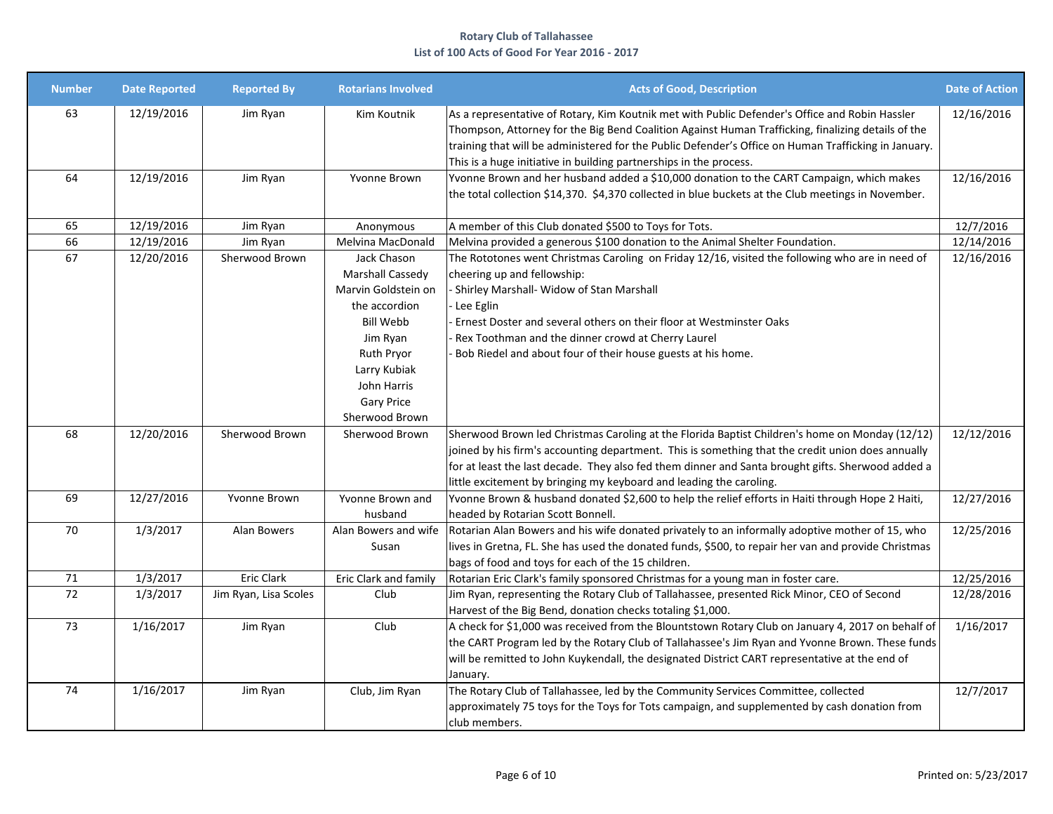**Rotary Club of Tallahassee**
**List of 100 Acts of Good For Year 2016 - 2017**

| Number | Date Reported | Reported By | Rotarians Involved | Acts of Good, Description | Date of Action |
|---|---|---|---|---|---|
| 63 | 12/19/2016 | Jim Ryan | Kim Koutnik | As a representative of Rotary, Kim Koutnik met with Public Defender's Office and Robin Hassler Thompson, Attorney for the Big Bend Coalition Against Human Trafficking, finalizing details of the training that will be administered for the Public Defender's Office on Human Trafficking in January. This is a huge initiative in building partnerships in the process. | 12/16/2016 |
| 64 | 12/19/2016 | Jim Ryan | Yvonne Brown | Yvonne Brown and her husband added a $10,000 donation to the CART Campaign, which makes the total collection $14,370. $4,370 collected in blue buckets at the Club meetings in November. | 12/16/2016 |
| 65 | 12/19/2016 | Jim Ryan | Anonymous | A member of this Club donated $500 to Toys for Tots. | 12/7/2016 |
| 66 | 12/19/2016 | Jim Ryan | Melvina MacDonald | Melvina provided a generous $100 donation to the Animal Shelter Foundation. | 12/14/2016 |
| 67 | 12/20/2016 | Sherwood Brown | Jack Chason<br>Marshall Cassedy<br>Marvin Goldstein on the accordion<br>Bill Webb<br>Jim Ryan<br>Ruth Pryor<br>Larry Kubiak<br>John Harris<br>Gary Price<br>Sherwood Brown | The Rototones went Christmas Caroling on Friday 12/16, visited the following who are in need of cheering up and fellowship:<br>- Shirley Marshall- Widow of Stan Marshall<br>- Lee Eglin<br>- Ernest Doster and several others on their floor at Westminster Oaks<br>- Rex Toothman and the dinner crowd at Cherry Laurel<br>- Bob Riedel and about four of their house guests at his home. | 12/16/2016 |
| 68 | 12/20/2016 | Sherwood Brown | Sherwood Brown | Sherwood Brown led Christmas Caroling at the Florida Baptist Children's home on Monday (12/12) joined by his firm's accounting department. This is something that the credit union does annually for at least the last decade. They also fed them dinner and Santa brought gifts. Sherwood added a little excitement by bringing my keyboard and leading the caroling. | 12/12/2016 |
| 69 | 12/27/2016 | Yvonne Brown | Yvonne Brown and husband | Yvonne Brown & husband donated $2,600 to help the relief efforts in Haiti through Hope 2 Haiti, headed by Rotarian Scott Bonnell. | 12/27/2016 |
| 70 | 1/3/2017 | Alan Bowers | Alan Bowers and wife Susan | Rotarian Alan Bowers and his wife donated privately to an informally adoptive mother of 15, who lives in Gretna, FL. She has used the donated funds, $500, to repair her van and provide Christmas bags of food and toys for each of the 15 children. | 12/25/2016 |
| 71 | 1/3/2017 | Eric Clark | Eric Clark and family | Rotarian Eric Clark's family sponsored Christmas for a young man in foster care. | 12/25/2016 |
| 72 | 1/3/2017 | Jim Ryan, Lisa Scoles | Club | Jim Ryan, representing the Rotary Club of Tallahassee, presented Rick Minor, CEO of Second Harvest of the Big Bend, donation checks totaling $1,000. | 12/28/2016 |
| 73 | 1/16/2017 | Jim Ryan | Club | A check for $1,000 was received from the Blountstown Rotary Club on January 4, 2017 on behalf of the CART Program led by the Rotary Club of Tallahassee's Jim Ryan and Yvonne Brown. These funds will be remitted to John Kuykendall, the designated District CART representative at the end of January. | 1/16/2017 |
| 74 | 1/16/2017 | Jim Ryan | Club, Jim Ryan | The Rotary Club of Tallahassee, led by the Community Services Committee, collected approximately 75 toys for the Toys for Tots campaign, and supplemented by cash donation from club members. | 12/7/2017 |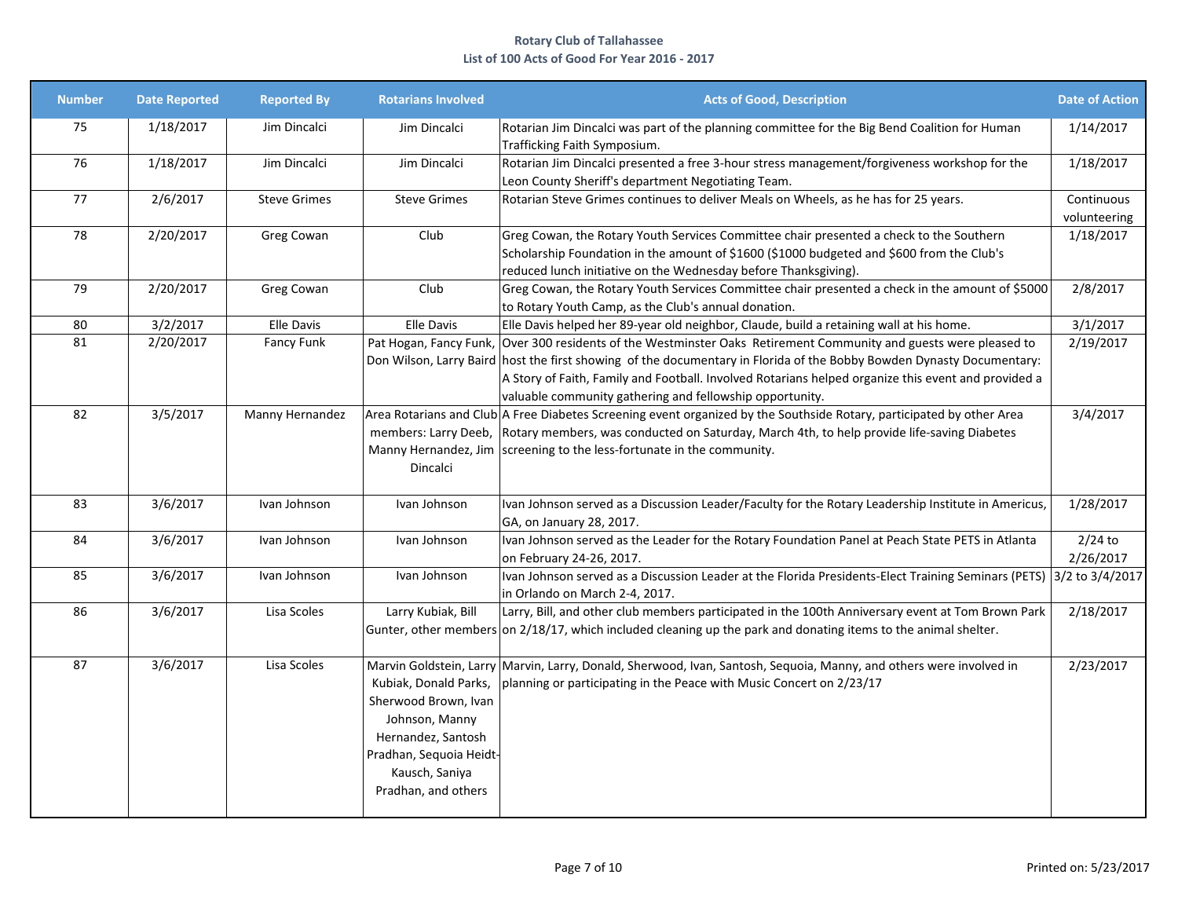**Rotary Club of Tallahassee**
**List of 100 Acts of Good For Year 2016 - 2017**

| Number | Date Reported | Reported By | Rotarians Involved | Acts of Good, Description | Date of Action |
|---|---|---|---|---|---|
| 75 | 1/18/2017 | Jim Dincalci | Jim Dincalci | Rotarian Jim Dincalci was part of the planning committee for the Big Bend Coalition for Human Trafficking Faith Symposium. | 1/14/2017 |
| 76 | 1/18/2017 | Jim Dincalci | Jim Dincalci | Rotarian Jim Dincalci presented a free 3-hour stress management/forgiveness workshop for the Leon County Sheriff's department Negotiating Team. | 1/18/2017 |
| 77 | 2/6/2017 | Steve Grimes | Steve Grimes | Rotarian Steve Grimes continues to deliver Meals on Wheels, as he has for 25 years. | Continuous volunteering |
| 78 | 2/20/2017 | Greg Cowan | Club | Greg Cowan, the Rotary Youth Services Committee chair presented a check to the Southern Scholarship Foundation in the amount of $1600 ($1000 budgeted and $600 from the Club's reduced lunch initiative on the Wednesday before Thanksgiving). | 1/18/2017 |
| 79 | 2/20/2017 | Greg Cowan | Club | Greg Cowan, the Rotary Youth Services Committee chair presented a check in the amount of $5000 to Rotary Youth Camp, as the Club's annual donation. | 2/8/2017 |
| 80 | 3/2/2017 | Elle Davis | Elle Davis | Elle Davis helped her 89-year old neighbor, Claude, build a retaining wall at his home. | 3/1/2017 |
| 81 | 2/20/2017 | Fancy Funk | Pat Hogan, Fancy Funk, Don Wilson, Larry Baird | Over 300 residents of the Westminster Oaks Retirement Community and guests were pleased to host the first showing of the documentary in Florida of the Bobby Bowden Dynasty Documentary: A Story of Faith, Family and Football. Involved Rotarians helped organize this event and provided a valuable community gathering and fellowship opportunity. | 2/19/2017 |
| 82 | 3/5/2017 | Manny Hernandez | Area Rotarians and Club members: Larry Deeb, Manny Hernandez, Jim Dincalci | A Free Diabetes Screening event organized by the Southside Rotary, participated by other Area Rotary members, was conducted on Saturday, March 4th, to help provide life-saving Diabetes screening to the less-fortunate in the community. | 3/4/2017 |
| 83 | 3/6/2017 | Ivan Johnson | Ivan Johnson | Ivan Johnson served as a Discussion Leader/Faculty for the Rotary Leadership Institute in Americus, GA, on January 28, 2017. | 1/28/2017 |
| 84 | 3/6/2017 | Ivan Johnson | Ivan Johnson | Ivan Johnson served as the Leader for the Rotary Foundation Panel at Peach State PETS in Atlanta on February 24-26, 2017. | 2/24 to 2/26/2017 |
| 85 | 3/6/2017 | Ivan Johnson | Ivan Johnson | Ivan Johnson served as a Discussion Leader at the Florida Presidents-Elect Training Seminars (PETS) in Orlando on March 2-4, 2017. | 3/2 to 3/4/2017 |
| 86 | 3/6/2017 | Lisa Scoles | Larry Kubiak, Bill Gunter, other members | Larry, Bill, and other club members participated in the 100th Anniversary event at Tom Brown Park on 2/18/17, which included cleaning up the park and donating items to the animal shelter. | 2/18/2017 |
| 87 | 3/6/2017 | Lisa Scoles | Marvin Goldstein, Larry Kubiak, Donald Parks, Sherwood Brown, Ivan Johnson, Manny Hernandez, Santosh Pradhan, Sequoia Heidt-Kausch, Saniya Pradhan, and others | Marvin, Larry, Donald, Sherwood, Ivan, Santosh, Sequoia, Manny, and others were involved in planning or participating in the Peace with Music Concert on 2/23/17 | 2/23/2017 |

Printed on: 5/23/2017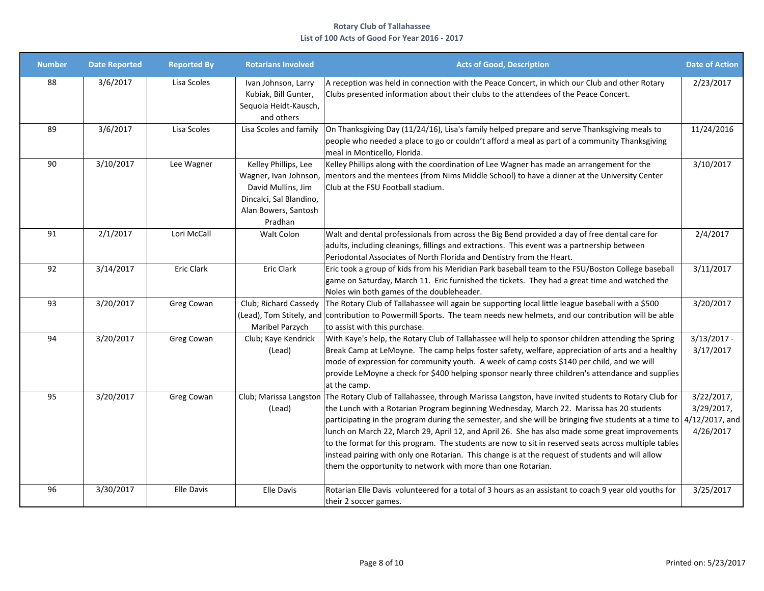**Rotary Club of Tallahassee**
**List of 100 Acts of Good For Year 2016 - 2017**

| Number | Date Reported | Reported By | Rotarians Involved | Acts of Good, Description | Date of Action |
|---|---|---|---|---|---|
| 88 | 3/6/2017 | Lisa Scoles | Ivan Johnson, Larry Kubiak, Bill Gunter, Sequoia Heidt-Kausch, and others | A reception was held in connection with the Peace Concert, in which our Club and other Rotary Clubs presented information about their clubs to the attendees of the Peace Concert. | 2/23/2017 |
| 89 | 3/6/2017 | Lisa Scoles | Lisa Scoles and family | On Thanksgiving Day (11/24/16), Lisa's family helped prepare and serve Thanksgiving meals to people who needed a place to go or couldn't afford a meal as part of a community Thanksgiving meal in Monticello, Florida. | 11/24/2016 |
| 90 | 3/10/2017 | Lee Wagner | Kelley Phillips, Lee Wagner, Ivan Johnson, David Mullins, Jim Dincalci, Sal Blandino, Alan Bowers, Santosh Pradhan | Kelley Phillips along with the coordination of Lee Wagner has made an arrangement for the mentors and the mentees (from Nims Middle School) to have a dinner at the University Center Club at the FSU Football stadium. | 3/10/2017 |
| 91 | 2/1/2017 | Lori McCall | Walt Colon | Walt and dental professionals from across the Big Bend provided a day of free dental care for adults, including cleanings, fillings and extractions. This event was a partnership between Periodontal Associates of North Florida and Dentistry from the Heart. | 2/4/2017 |
| 92 | 3/14/2017 | Eric Clark | Eric Clark | Eric took a group of kids from his Meridian Park baseball team to the FSU/Boston College baseball game on Saturday, March 11. Eric furnished the tickets. They had a great time and watched the Noles win both games of the doubleheader. | 3/11/2017 |
| 93 | 3/20/2017 | Greg Cowan | Club; Richard Cassedy (Lead), Tom Stitely, and Maribel Parzych | The Rotary Club of Tallahassee will again be supporting local little league baseball with a $500 contribution to Powermill Sports. The team needs new helmets, and our contribution will be able to assist with this purchase. | 3/20/2017 |
| 94 | 3/20/2017 | Greg Cowan | Club; Kaye Kendrick (Lead) | With Kaye's help, the Rotary Club of Tallahassee will help to sponsor children attending the Spring Break Camp at LeMoyne. The camp helps foster safety, welfare, appreciation of arts and a healthy mode of expression for community youth. A week of camp costs $140 per child, and we will provide LeMoyne a check for $400 helping sponsor nearly three children's attendance and supplies at the camp. | 3/13/2017 - 3/17/2017 |
| 95 | 3/20/2017 | Greg Cowan | Club; Marissa Langston (Lead) | The Rotary Club of Tallahassee, through Marissa Langston, have invited students to Rotary Club for the Lunch with a Rotarian Program beginning Wednesday, March 22. Marissa has 20 students participating in the program during the semester, and she will be bringing five students at a time to lunch on March 22, March 29, April 12, and April 26. She has also made some great improvements to the format for this program. The students are now to sit in reserved seats across multiple tables instead pairing with only one Rotarian. This change is at the request of students and will allow them the opportunity to network with more than one Rotarian. | 3/22/2017, 3/29/2017, 4/12/2017, and 4/26/2017 |
| 96 | 3/30/2017 | Elle Davis | Elle Davis | Rotarian Elle Davis volunteered for a total of 3 hours as an assistant to coach 9 year old youths for their 2 soccer games. | 3/25/2017 |

Printed on: 5/23/2017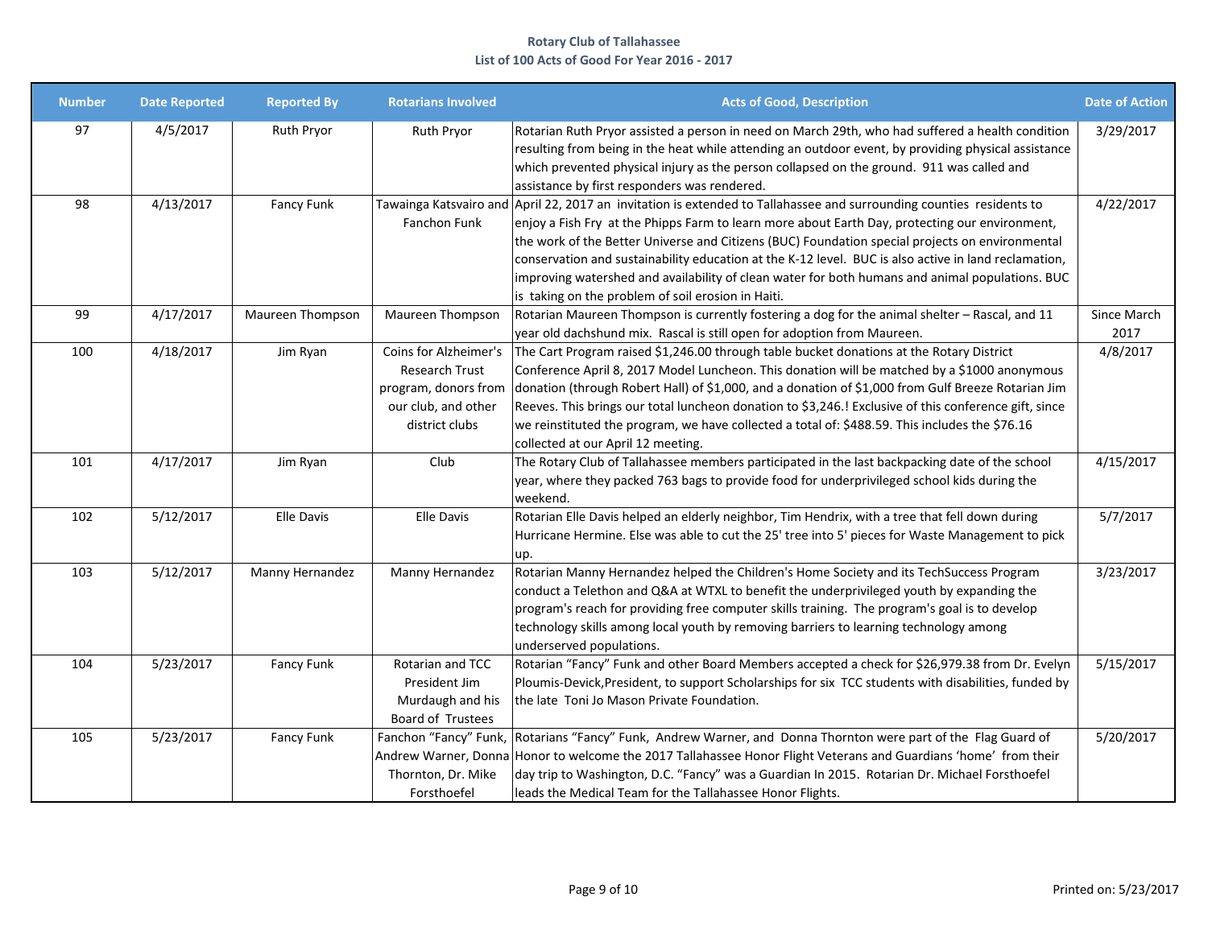**Rotary Club of Tallahassee**
**List of 100 Acts of Good For Year 2016 - 2017**

| Number | Date Reported | Reported By | Rotarians Involved | Acts of Good, Description | Date of Action |
|---|---|---|---|---|---|
| 97 | 4/5/2017 | Ruth Pryor | Ruth Pryor | Rotarian Ruth Pryor assisted a person in need on March 29th, who had suffered a health condition resulting from being in the heat while attending an outdoor event, by providing physical assistance which prevented physical injury as the person collapsed on the ground. 911 was called and assistance by first responders was rendered. | 3/29/2017 |
| 98 | 4/13/2017 | Fancy Funk | Tawainga Katsvairo and Fanchon Funk | April 22, 2017 an invitation is extended to Tallahassee and surrounding counties residents to enjoy a Fish Fry at the Phipps Farm to learn more about Earth Day, protecting our environment, the work of the Better Universe and Citizens (BUC) Foundation special projects on environmental conservation and sustainability education at the K-12 level. BUC is also active in land reclamation, improving watershed and availability of clean water for both humans and animal populations. BUC is taking on the problem of soil erosion in Haiti. | 4/22/2017 |
| 99 | 4/17/2017 | Maureen Thompson | Maureen Thompson | Rotarian Maureen Thompson is currently fostering a dog for the animal shelter – Rascal, and 11 year old dachshund mix. Rascal is still open for adoption from Maureen. | Since March 2017 |
| 100 | 4/18/2017 | Jim Ryan | Coins for Alzheimer's Research Trust program, donors from our club, and other district clubs | The Cart Program raised $1,246.00 through table bucket donations at the Rotary District Conference April 8, 2017 Model Luncheon. This donation will be matched by a $1000 anonymous donation (through Robert Hall) of $1,000, and a donation of $1,000 from Gulf Breeze Rotarian Jim Reeves. This brings our total luncheon donation to $3,246.! Exclusive of this conference gift, since we reinstituted the program, we have collected a total of: $488.59. This includes the $76.16 collected at our April 12 meeting. | 4/8/2017 |
| 101 | 4/17/2017 | Jim Ryan | Club | The Rotary Club of Tallahassee members participated in the last backpacking date of the school year, where they packed 763 bags to provide food for underprivileged school kids during the weekend. | 4/15/2017 |
| 102 | 5/12/2017 | Elle Davis | Elle Davis | Rotarian Elle Davis helped an elderly neighbor, Tim Hendrix, with a tree that fell down during Hurricane Hermine. Else was able to cut the 25' tree into 5' pieces for Waste Management to pick up. | 5/7/2017 |
| 103 | 5/12/2017 | Manny Hernandez | Manny Hernandez | Rotarian Manny Hernandez helped the Children's Home Society and its TechSuccess Program conduct a Telethon and Q&A at WTXL to benefit the underprivileged youth by expanding the program's reach for providing free computer skills training. The program's goal is to develop technology skills among local youth by removing barriers to learning technology among underserved populations. | 3/23/2017 |
| 104 | 5/23/2017 | Fancy Funk | Rotarian and TCC President Jim Murdaugh and his Board of Trustees | Rotarian "Fancy" Funk and other Board Members accepted a check for $26,979.38 from Dr. Evelyn Ploumis-Devick,President, to support Scholarships for six TCC students with disabilities, funded by the late Toni Jo Mason Private Foundation. | 5/15/2017 |
| 105 | 5/23/2017 | Fancy Funk | Fanchon "Fancy" Funk, Andrew Warner, Donna Thornton, Dr. Mike Forsthoefel | Rotarians "Fancy" Funk, Andrew Warner, and Donna Thornton were part of the Flag Guard of Honor to welcome the 2017 Tallahassee Honor Flight Veterans and Guardians 'home' from their day trip to Washington, D.C. "Fancy" was a Guardian In 2015. Rotarian Dr. Michael Forsthoefel leads the Medical Team for the Tallahassee Honor Flights. | 5/20/2017 |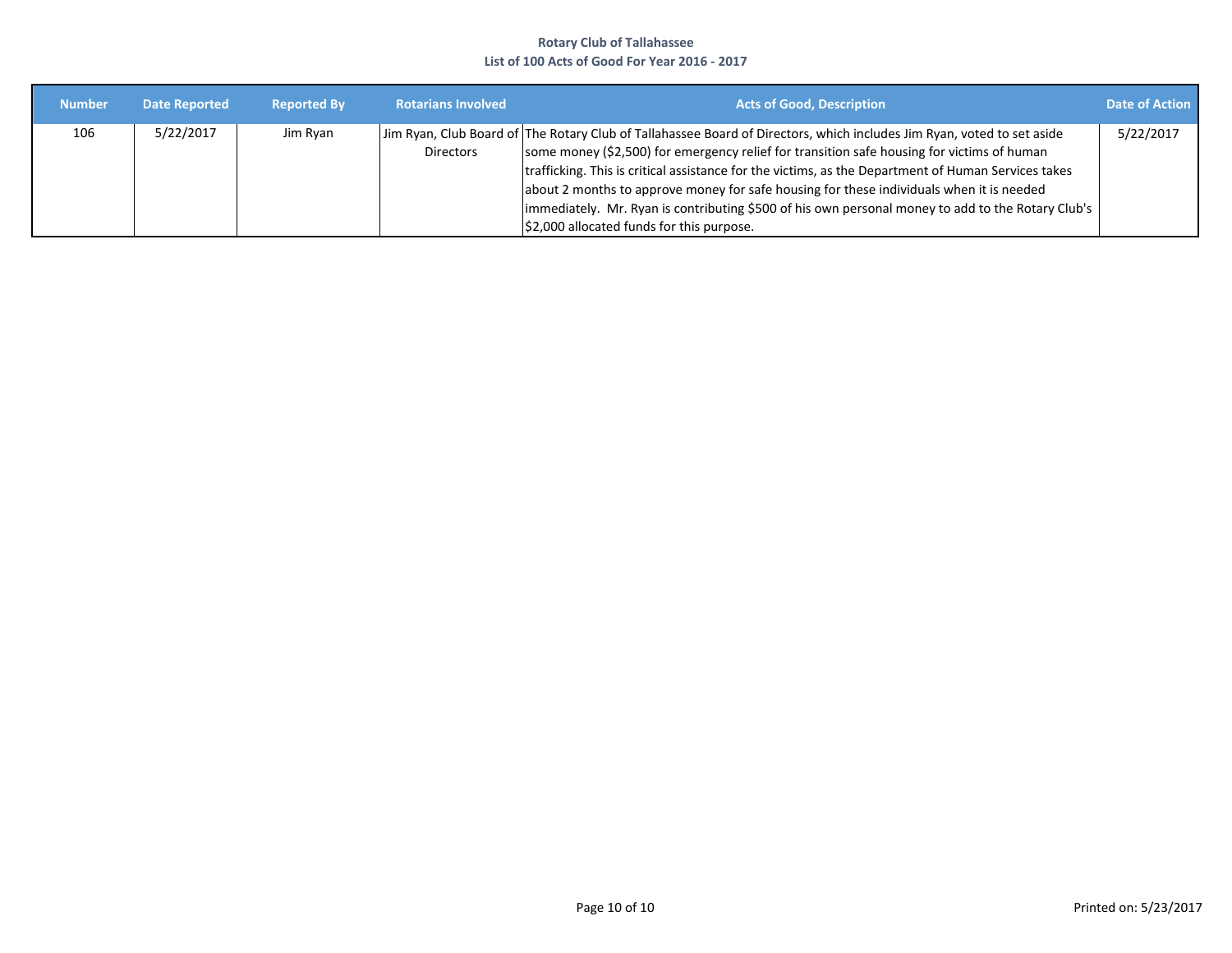**Rotary Club of Tallahassee**
**List of 100 Acts of Good For Year 2016 - 2017**

| Number | Date Reported | Reported By | Rotarians Involved | Acts of Good, Description | Date of Action |
|---|---|---|---|---|---|
| 106 | 5/22/2017 | Jim Ryan | Jim Ryan, Club Board of Directors | The Rotary Club of Tallahassee Board of Directors, which includes Jim Ryan, voted to set aside some money ($2,500) for emergency relief for transition safe housing for victims of human trafficking. This is critical assistance for the victims, as the Department of Human Services takes about 2 months to approve money for safe housing for these individuals when it is needed immediately. Mr. Ryan is contributing $500 of his own personal money to add to the Rotary Club's $2,000 allocated funds for this purpose. | 5/22/2017 |

Printed on: 5/23/2017